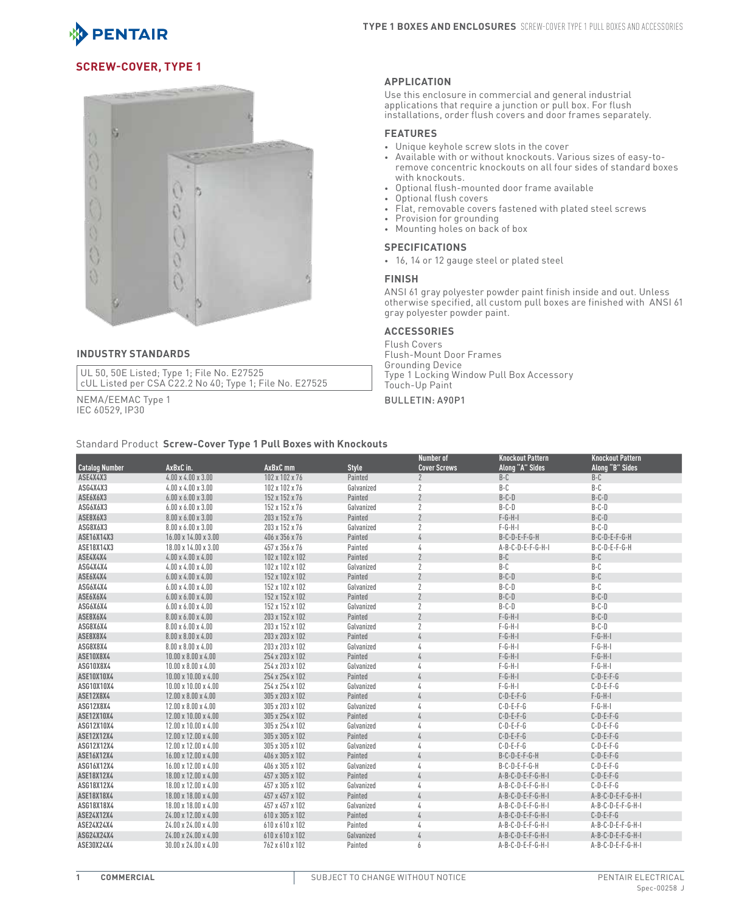## SCREW-COVER, TYPE 1

### INDUSTRY STANDARDS

UL 50, 50E Listed; Type 1; File No. E27525
cUL Listed per CSA C22.2 No 40; Type 1; File No. E27525

NEMA/EEMAC Type 1
IEC 60529, IP30

### APPLICATION

Use this enclosure in commercial and general industrial applications that require a junction or pull box. For flush installations, order flush covers and door frames separately.

### FEATURES

- Unique keyhole screw slots in the cover
- Available with or without knockouts. Various sizes of easy-to-remove concentric knockouts on all four sides of standard boxes with knockouts.
- Optional flush-mounted door frame available
- Optional flush covers
- Flat, removable covers fastened with plated steel screws
- Provision for grounding
- Mounting holes on back of box

### SPECIFICATIONS

- 16, 14 or 12 gauge steel or plated steel

### FINISH

ANSI 61 gray polyester powder paint finish inside and out. Unless otherwise specified, all custom pull boxes are finished with ANSI 61 gray polyester powder paint.

### ACCESSORIES

Flush Covers
Flush-Mount Door Frames
Grounding Device
Type 1 Locking Window Pull Box Accessory
Touch-Up Paint

BULLETIN: A90P1

Standard Product **Screw-Cover Type 1 Pull Boxes with Knockouts**

| Catalog Number | AxBxC in. | AxBxC mm | Style | Number of Cover Screws | Knockout Pattern Along "A" Sides | Knockout Pattern Along "B" Sides |
|---|---|---|---|---|---|---|
| ASE4X4X3 | 4.00 x 4.00 x 3.00 | 102 x 102 x 76 | Painted | 2 | B-C | B-C |
| ASG4X4X3 | 4.00 x 4.00 x 3.00 | 102 x 102 x 76 | Galvanized | 2 | B-C | B-C |
| ASE6X6X3 | 6.00 x 6.00 x 3.00 | 152 x 152 x 76 | Painted | 2 | B-C-D | B-C-D |
| ASG6X6X3 | 6.00 x 6.00 x 3.00 | 152 x 152 x 76 | Galvanized | 2 | B-C-D | B-C-D |
| ASE8X6X3 | 8.00 x 6.00 x 3.00 | 203 x 152 x 76 | Painted | 2 | F-G-H-I | B-C-D |
| ASG8X6X3 | 8.00 x 6.00 x 3.00 | 203 x 152 x 76 | Galvanized | 2 | F-G-H-I | B-C-D |
| ASE16X14X3 | 16.00 x 14.00 x 3.00 | 406 x 356 x 76 | Painted | 4 | B-C-D-E-F-G-H | B-C-D-E-F-G-H |
| ASE18X14X3 | 18.00 x 14.00 x 3.00 | 457 x 356 x 76 | Painted | 4 | A-B-C-D-E-F-G-H-I | B-C-D-E-F-G-H |
| ASE4X4X4 | 4.00 x 4.00 x 4.00 | 102 x 102 x 102 | Painted | 2 | B-C | B-C |
| ASG4X4X4 | 4.00 x 4.00 x 4.00 | 102 x 102 x 102 | Galvanized | 2 | B-C | B-C |
| ASE6X4X4 | 6.00 x 4.00 x 4.00 | 152 x 102 x 102 | Painted | 2 | B-C-D | B-C |
| ASG6X4X4 | 6.00 x 4.00 x 4.00 | 152 x 102 x 102 | Galvanized | 2 | B-C-D | B-C |
| ASE6X6X4 | 6.00 x 6.00 x 4.00 | 152 x 152 x 102 | Painted | 2 | B-C-D | B-C-D |
| ASG6X6X4 | 6.00 x 6.00 x 4.00 | 152 x 152 x 102 | Galvanized | 2 | B-C-D | B-C-D |
| ASE8X6X4 | 8.00 x 6.00 x 4.00 | 203 x 152 x 102 | Painted | 2 | F-G-H-I | B-C-D |
| ASG8X6X4 | 8.00 x 6.00 x 4.00 | 203 x 152 x 102 | Galvanized | 2 | F-G-H-I | B-C-D |
| ASE8X8X4 | 8.00 x 8.00 x 4.00 | 203 x 203 x 102 | Painted | 4 | F-G-H-I | F-G-H-I |
| ASG8X8X4 | 8.00 x 8.00 x 4.00 | 203 x 203 x 102 | Galvanized | 4 | F-G-H-I | F-G-H-I |
| ASE10X8X4 | 10.00 x 8.00 x 4.00 | 254 x 203 x 102 | Painted | 4 | F-G-H-I | F-G-H-I |
| ASG10X8X4 | 10.00 x 8.00 x 4.00 | 254 x 203 x 102 | Galvanized | 4 | F-G-H-I | F-G-H-I |
| ASE10X10X4 | 10.00 x 10.00 x 4.00 | 254 x 254 x 102 | Painted | 4 | F-G-H-I | C-D-E-F-G |
| ASG10X10X4 | 10.00 x 10.00 x 4.00 | 254 x 254 x 102 | Galvanized | 4 | F-G-H-I | C-D-E-F-G |
| ASE12X8X4 | 12.00 x 8.00 x 4.00 | 305 x 203 x 102 | Painted | 4 | C-D-E-F-G | F-G-H-I |
| ASG12X8X4 | 12.00 x 8.00 x 4.00 | 305 x 203 x 102 | Galvanized | 4 | C-D-E-F-G | F-G-H-I |
| ASE12X10X4 | 12.00 x 10.00 x 4.00 | 305 x 254 x 102 | Painted | 4 | C-D-E-F-G | C-D-E-F-G |
| ASG12X10X4 | 12.00 x 10.00 x 4.00 | 305 x 254 x 102 | Galvanized | 4 | C-D-E-F-G | C-D-E-F-G |
| ASE12X12X4 | 12.00 x 12.00 x 4.00 | 305 x 305 x 102 | Painted | 4 | C-D-E-F-G | C-D-E-F-G |
| ASG12X12X4 | 12.00 x 12.00 x 4.00 | 305 x 305 x 102 | Galvanized | 4 | C-D-E-F-G | C-D-E-F-G |
| ASE16X12X4 | 16.00 x 12.00 x 4.00 | 406 x 305 x 102 | Painted | 4 | B-C-D-E-F-G-H | C-D-E-F-G |
| ASG16X12X4 | 16.00 x 12.00 x 4.00 | 406 x 305 x 102 | Galvanized | 4 | B-C-D-E-F-G-H | C-D-E-F-G |
| ASE18X12X4 | 18.00 x 12.00 x 4.00 | 457 x 305 x 102 | Painted | 4 | A-B-C-D-E-F-G-H-I | C-D-E-F-G |
| ASG18X12X4 | 18.00 x 12.00 x 4.00 | 457 x 305 x 102 | Galvanized | 4 | A-B-C-D-E-F-G-H-I | C-D-E-F-G |
| ASE18X18X4 | 18.00 x 18.00 x 4.00 | 457 x 457 x 102 | Painted | 4 | A-B-C-D-E-F-G-H-I | A-B-C-D-E-F-G-H-I |
| ASG18X18X4 | 18.00 x 18.00 x 4.00 | 457 x 457 x 102 | Galvanized | 4 | A-B-C-D-E-F-G-H-I | A-B-C-D-E-F-G-H-I |
| ASE24X12X4 | 24.00 x 12.00 x 4.00 | 610 x 305 x 102 | Painted | 4 | A-B-C-D-E-F-G-H-I | C-D-E-F-G |
| ASE24X24X4 | 24.00 x 24.00 x 4.00 | 610 x 610 x 102 | Painted | 4 | A-B-C-D-E-F-G-H-I | A-B-C-D-E-F-G-H-I |
| ASG24X24X4 | 24.00 x 24.00 x 4.00 | 610 x 610 x 102 | Galvanized | 4 | A-B-C-D-E-F-G-H-I | A-B-C-D-E-F-G-H-I |
| ASE30X24X4 | 30.00 x 24.00 x 4.00 | 762 x 610 x 102 | Painted | 6 | A-B-C-D-E-F-G-H-I | A-B-C-D-E-F-G-H-I |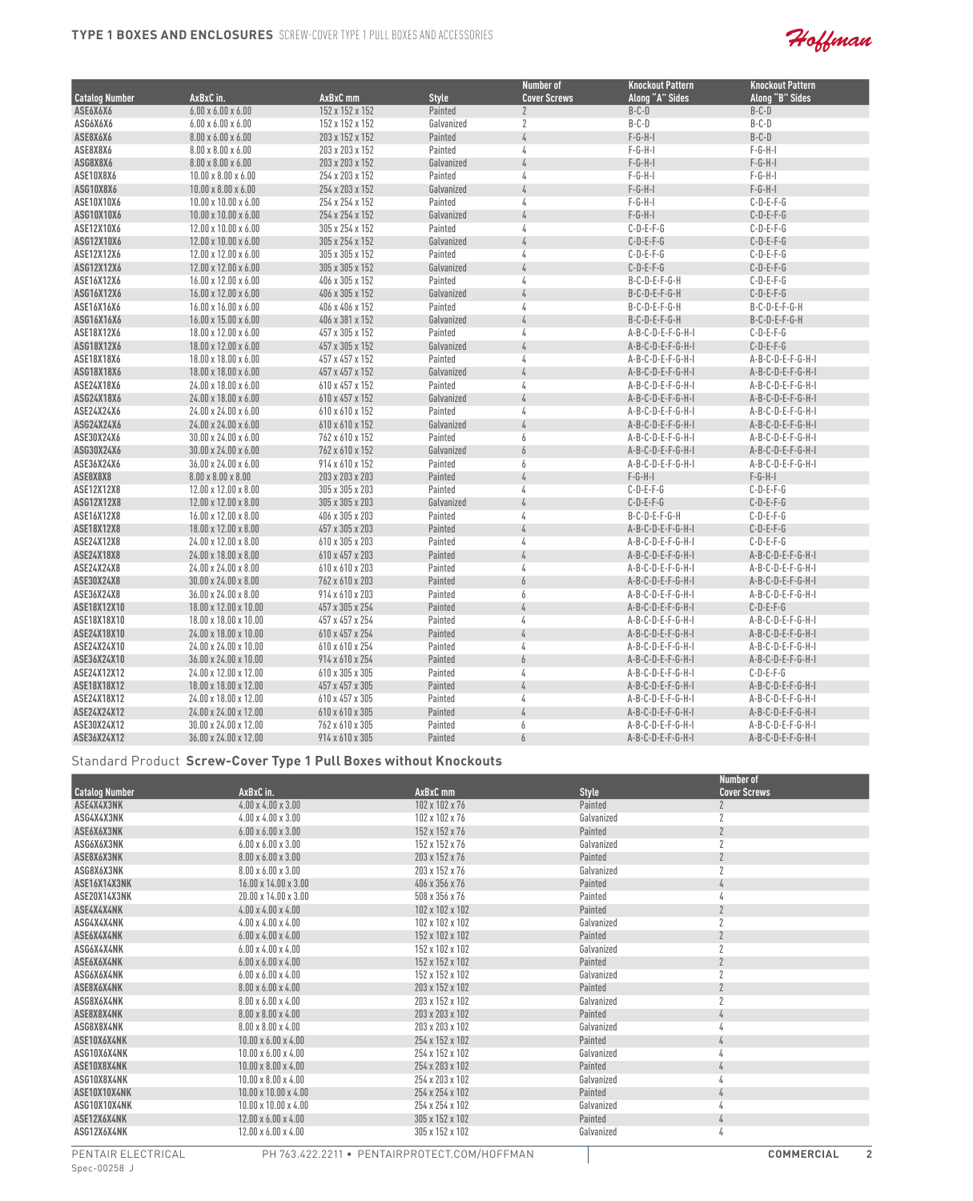## TYPE 1 BOXES AND ENCLOSURES SCREW-COVER TYPE 1 PULL BOXES AND ACCESSORIES

| Catalog Number | AxBxC in. | AxBxC mm | Style | Number of Cover Screws | Knockout Pattern Along "A" Sides | Knockout Pattern Along "B" Sides |
|---|---|---|---|---|---|---|
| ASE6X6X6 | 6.00 x 6.00 x 6.00 | 152 x 152 x 152 | Painted | 2 | B-C-D | B-C-D |
| ASG6X6X6 | 6.00 x 6.00 x 6.00 | 152 x 152 x 152 | Galvanized | 2 | B-C-D | B-C-D |
| ASE8X6X6 | 8.00 x 6.00 x 6.00 | 203 x 152 x 152 | Painted | 4 | F-G-H-I | B-C-D |
| ASE8X8X6 | 8.00 x 8.00 x 6.00 | 203 x 203 x 152 | Painted | 4 | F-G-H-I | F-G-H-I |
| ASG8X8X6 | 8.00 x 8.00 x 6.00 | 203 x 203 x 152 | Galvanized | 4 | F-G-H-I | F-G-H-I |
| ASE10X8X6 | 10.00 x 8.00 x 6.00 | 254 x 203 x 152 | Painted | 4 | F-G-H-I | F-G-H-I |
| ASG10X8X6 | 10.00 x 8.00 x 6.00 | 254 x 203 x 152 | Galvanized | 4 | F-G-H-I | F-G-H-I |
| ASE10X10X6 | 10.00 x 10.00 x 6.00 | 254 x 254 x 152 | Painted | 4 | F-G-H-I | C-D-E-F-G |
| ASG10X10X6 | 10.00 x 10.00 x 6.00 | 254 x 254 x 152 | Galvanized | 4 | F-G-H-I | C-D-E-F-G |
| ASE12X10X6 | 12.00 x 10.00 x 6.00 | 305 x 254 x 152 | Painted | 4 | C-D-E-F-G | C-D-E-F-G |
| ASG12X10X6 | 12.00 x 10.00 x 6.00 | 305 x 254 x 152 | Galvanized | 4 | C-D-E-F-G | C-D-E-F-G |
| ASE12X12X6 | 12.00 x 12.00 x 6.00 | 305 x 305 x 152 | Painted | 4 | C-D-E-F-G | C-D-E-F-G |
| ASG12X12X6 | 12.00 x 12.00 x 6.00 | 305 x 305 x 152 | Galvanized | 4 | C-D-E-F-G | C-D-E-F-G |
| ASE16X12X6 | 16.00 x 12.00 x 6.00 | 406 x 305 x 152 | Painted | 4 | B-C-D-E-F-G-H | C-D-E-F-G |
| ASG16X12X6 | 16.00 x 12.00 x 6.00 | 406 x 305 x 152 | Galvanized | 4 | B-C-D-E-F-G-H | C-D-E-F-G |
| ASE16X16X6 | 16.00 x 16.00 x 6.00 | 406 x 406 x 152 | Painted | 4 | B-C-D-E-F-G-H | B-C-D-E-F-G-H |
| ASG16X16X6 | 16.00 x 15.00 x 6.00 | 406 x 381 x 152 | Galvanized | 4 | B-C-D-E-F-G-H | B-C-D-E-F-G-H |
| ASE18X12X6 | 18.00 x 12.00 x 6.00 | 457 x 305 x 152 | Painted | 4 | A-B-C-D-E-F-G-H-I | C-D-E-F-G |
| ASG18X12X6 | 18.00 x 12.00 x 6.00 | 457 x 305 x 152 | Galvanized | 4 | A-B-C-D-E-F-G-H-I | C-D-E-F-G |
| ASE18X18X6 | 18.00 x 18.00 x 6.00 | 457 x 457 x 152 | Painted | 4 | A-B-C-D-E-F-G-H-I | A-B-C-D-E-F-G-H-I |
| ASG18X18X6 | 18.00 x 18.00 x 6.00 | 457 x 457 x 152 | Galvanized | 4 | A-B-C-D-E-F-G-H-I | A-B-C-D-E-F-G-H-I |
| ASE24X18X6 | 24.00 x 18.00 x 6.00 | 610 x 457 x 152 | Painted | 4 | A-B-C-D-E-F-G-H-I | A-B-C-D-E-F-G-H-I |
| ASG24X18X6 | 24.00 x 18.00 x 6.00 | 610 x 457 x 152 | Galvanized | 4 | A-B-C-D-E-F-G-H-I | A-B-C-D-E-F-G-H-I |
| ASE24X24X6 | 24.00 x 24.00 x 6.00 | 610 x 610 x 152 | Painted | 4 | A-B-C-D-E-F-G-H-I | A-B-C-D-E-F-G-H-I |
| ASG24X24X6 | 24.00 x 24.00 x 6.00 | 610 x 610 x 152 | Galvanized | 4 | A-B-C-D-E-F-G-H-I | A-B-C-D-E-F-G-H-I |
| ASE30X24X6 | 30.00 x 24.00 x 6.00 | 762 x 610 x 152 | Painted | 6 | A-B-C-D-E-F-G-H-I | A-B-C-D-E-F-G-H-I |
| ASG30X24X6 | 30.00 x 24.00 x 6.00 | 762 x 610 x 152 | Galvanized | 6 | A-B-C-D-E-F-G-H-I | A-B-C-D-E-F-G-H-I |
| ASE36X24X6 | 36.00 x 24.00 x 6.00 | 914 x 610 x 152 | Painted | 6 | A-B-C-D-E-F-G-H-I | A-B-C-D-E-F-G-H-I |
| ASE8X8X8 | 8.00 x 8.00 x 8.00 | 203 x 203 x 203 | Painted | 4 | F-G-H-I | F-G-H-I |
| ASE12X12X8 | 12.00 x 12.00 x 8.00 | 305 x 305 x 203 | Painted | 4 | C-D-E-F-G | C-D-E-F-G |
| ASG12X12X8 | 12.00 x 12.00 x 8.00 | 305 x 305 x 203 | Galvanized | 4 | C-D-E-F-G | C-D-E-F-G |
| ASE16X12X8 | 16.00 x 12.00 x 8.00 | 406 x 305 x 203 | Painted | 4 | B-C-D-E-F-G-H | C-D-E-F-G |
| ASE18X12X8 | 18.00 x 12.00 x 8.00 | 457 x 305 x 203 | Painted | 4 | A-B-C-D-E-F-G-H-I | C-D-E-F-G |
| ASE24X12X8 | 24.00 x 12.00 x 8.00 | 610 x 305 x 203 | Painted | 4 | A-B-C-D-E-F-G-H-I | C-D-E-F-G |
| ASE24X18X8 | 24.00 x 18.00 x 8.00 | 610 x 457 x 203 | Painted | 4 | A-B-C-D-E-F-G-H-I | A-B-C-D-E-F-G-H-I |
| ASE24X24X8 | 24.00 x 24.00 x 8.00 | 610 x 610 x 203 | Painted | 4 | A-B-C-D-E-F-G-H-I | A-B-C-D-E-F-G-H-I |
| ASE30X24X8 | 30.00 x 24.00 x 8.00 | 762 x 610 x 203 | Painted | 6 | A-B-C-D-E-F-G-H-I | A-B-C-D-E-F-G-H-I |
| ASE36X24X8 | 36.00 x 24.00 x 8.00 | 914 x 610 x 203 | Painted | 6 | A-B-C-D-E-F-G-H-I | A-B-C-D-E-F-G-H-I |
| ASE18X12X10 | 18.00 x 12.00 x 10.00 | 457 x 305 x 254 | Painted | 4 | A-B-C-D-E-F-G-H-I | C-D-E-F-G |
| ASE18X18X10 | 18.00 x 18.00 x 10.00 | 457 x 457 x 254 | Painted | 4 | A-B-C-D-E-F-G-H-I | A-B-C-D-E-F-G-H-I |
| ASE24X18X10 | 24.00 x 18.00 x 10.00 | 610 x 457 x 254 | Painted | 4 | A-B-C-D-E-F-G-H-I | A-B-C-D-E-F-G-H-I |
| ASE24X24X10 | 24.00 x 24.00 x 10.00 | 610 x 610 x 254 | Painted | 4 | A-B-C-D-E-F-G-H-I | A-B-C-D-E-F-G-H-I |
| ASE36X24X10 | 36.00 x 24.00 x 10.00 | 914 x 610 x 254 | Painted | 6 | A-B-C-D-E-F-G-H-I | A-B-C-D-E-F-G-H-I |
| ASE24X12X12 | 24.00 x 12.00 x 12.00 | 610 x 305 x 305 | Painted | 4 | A-B-C-D-E-F-G-H-I | C-D-E-F-G |
| ASE18X18X12 | 18.00 x 18.00 x 12.00 | 457 x 457 x 305 | Painted | 4 | A-B-C-D-E-F-G-H-I | A-B-C-D-E-F-G-H-I |
| ASE24X18X12 | 24.00 x 18.00 x 12.00 | 610 x 457 x 305 | Painted | 4 | A-B-C-D-E-F-G-H-I | A-B-C-D-E-F-G-H-I |
| ASE24X24X12 | 24.00 x 24.00 x 12.00 | 610 x 610 x 305 | Painted | 4 | A-B-C-D-E-F-G-H-I | A-B-C-D-E-F-G-H-I |
| ASE30X24X12 | 30.00 x 24.00 x 12.00 | 762 x 610 x 305 | Painted | 6 | A-B-C-D-E-F-G-H-I | A-B-C-D-E-F-G-H-I |
| ASE36X24X12 | 36.00 x 24.00 x 12.00 | 914 x 610 x 305 | Painted | 6 | A-B-C-D-E-F-G-H-I | A-B-C-D-E-F-G-H-I |

### Standard Product **Screw-Cover Type 1 Pull Boxes without Knockouts**

| Catalog Number | AxBxC in. | AxBxC mm | Style | Number of Cover Screws |
|---|---|---|---|---|
| ASE4X4X3NK | 4.00 x 4.00 x 3.00 | 102 x 102 x 76 | Painted | 2 |
| ASG4X4X3NK | 4.00 x 4.00 x 3.00 | 102 x 102 x 76 | Galvanized | 2 |
| ASE6X6X3NK | 6.00 x 6.00 x 3.00 | 152 x 152 x 76 | Painted | 2 |
| ASG6X6X3NK | 6.00 x 6.00 x 3.00 | 152 x 152 x 76 | Galvanized | 2 |
| ASE8X6X3NK | 8.00 x 6.00 x 3.00 | 203 x 152 x 76 | Painted | 2 |
| ASG8X6X3NK | 8.00 x 6.00 x 3.00 | 203 x 152 x 76 | Galvanized | 2 |
| ASE16X14X3NK | 16.00 x 14.00 x 3.00 | 406 x 356 x 76 | Painted | 4 |
| ASE20X14X3NK | 20.00 x 14.00 x 3.00 | 508 x 356 x 76 | Painted | 4 |
| ASE4X4X4NK | 4.00 x 4.00 x 4.00 | 102 x 102 x 102 | Painted | 2 |
| ASG4X4X4NK | 4.00 x 4.00 x 4.00 | 102 x 102 x 102 | Galvanized | 2 |
| ASE6X4X4NK | 6.00 x 4.00 x 4.00 | 152 x 102 x 102 | Painted | 2 |
| ASG6X4X4NK | 6.00 x 4.00 x 4.00 | 152 x 102 x 102 | Galvanized | 2 |
| ASE6X6X4NK | 6.00 x 6.00 x 4.00 | 152 x 152 x 102 | Painted | 2 |
| ASG6X6X4NK | 6.00 x 6.00 x 4.00 | 152 x 152 x 102 | Galvanized | 2 |
| ASE8X6X4NK | 8.00 x 6.00 x 4.00 | 203 x 152 x 102 | Painted | 2 |
| ASG8X6X4NK | 8.00 x 6.00 x 4.00 | 203 x 152 x 102 | Galvanized | 2 |
| ASE8X8X4NK | 8.00 x 8.00 x 4.00 | 203 x 203 x 102 | Painted | 4 |
| ASG8X8X4NK | 8.00 x 8.00 x 4.00 | 203 x 203 x 102 | Galvanized | 4 |
| ASE10X6X4NK | 10.00 x 6.00 x 4.00 | 254 x 152 x 102 | Painted | 4 |
| ASG10X6X4NK | 10.00 x 6.00 x 4.00 | 254 x 152 x 102 | Galvanized | 4 |
| ASE10X8X4NK | 10.00 x 8.00 x 4.00 | 254 x 203 x 102 | Painted | 4 |
| ASG10X8X4NK | 10.00 x 8.00 x 4.00 | 254 x 203 x 102 | Galvanized | 4 |
| ASE10X10X4NK | 10.00 x 10.00 x 4.00 | 254 x 254 x 102 | Painted | 4 |
| ASG10X10X4NK | 10.00 x 10.00 x 4.00 | 254 x 254 x 102 | Galvanized | 4 |
| ASE12X6X4NK | 12.00 x 6.00 x 4.00 | 305 x 152 x 102 | Painted | 4 |
| ASG12X6X4NK | 12.00 x 6.00 x 4.00 | 305 x 152 x 102 | Galvanized | 4 |

Spec-00258 J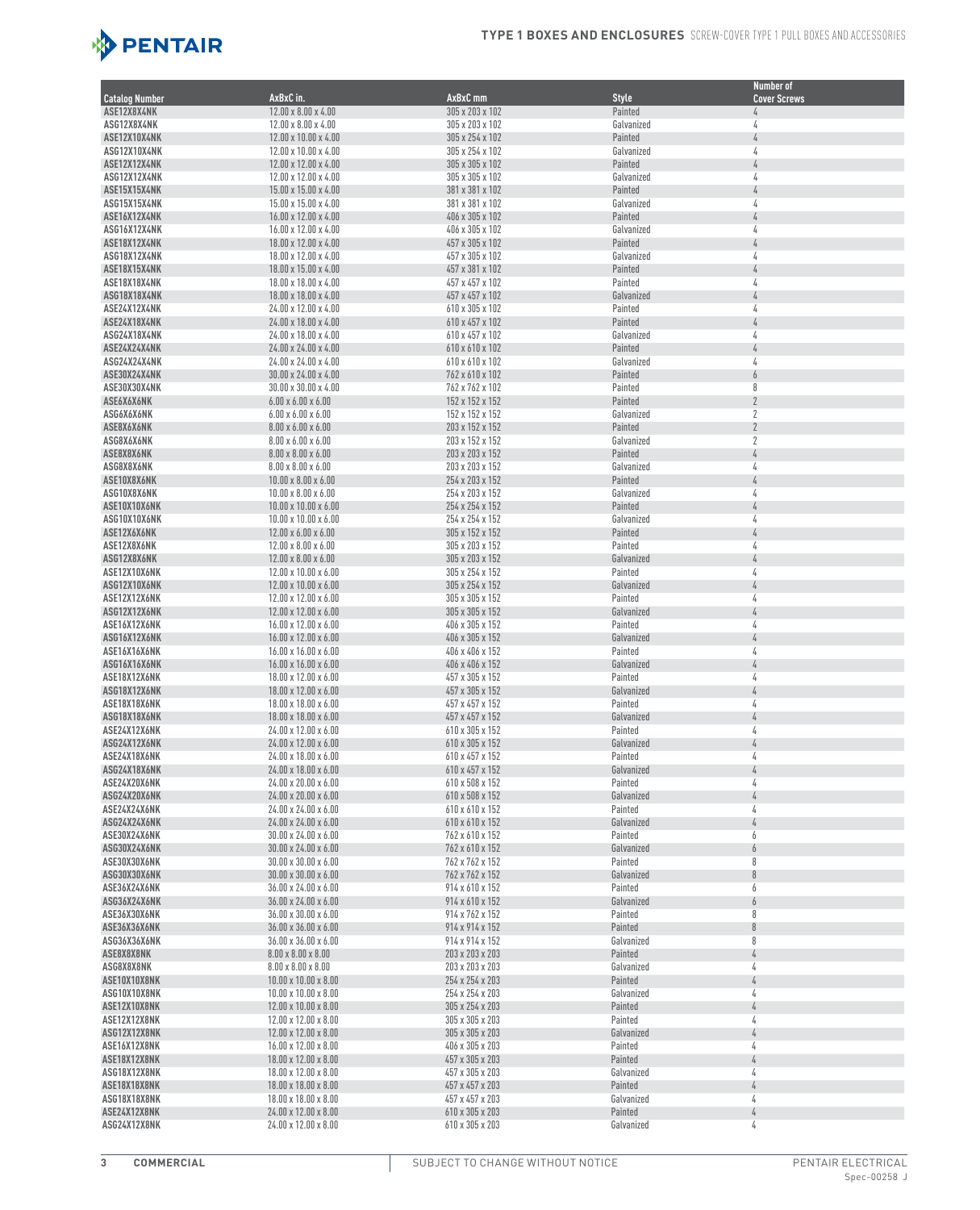| Catalog Number | AxBxC in. | AxBxC mm | Style | Number of Cover Screws |
|---|---|---|---|---|
| ASE12X8X4NK | 12.00 x 8.00 x 4.00 | 305 x 203 x 102 | Painted | 4 |
| ASG12X8X4NK | 12.00 x 8.00 x 4.00 | 305 x 203 x 102 | Galvanized | 4 |
| ASE12X10X4NK | 12.00 x 10.00 x 4.00 | 305 x 254 x 102 | Painted | 4 |
| ASG12X10X4NK | 12.00 x 10.00 x 4.00 | 305 x 254 x 102 | Galvanized | 4 |
| ASE12X12X4NK | 12.00 x 12.00 x 4.00 | 305 x 305 x 102 | Painted | 4 |
| ASG12X12X4NK | 12.00 x 12.00 x 4.00 | 305 x 305 x 102 | Galvanized | 4 |
| ASE15X15X4NK | 15.00 x 15.00 x 4.00 | 381 x 381 x 102 | Painted | 4 |
| ASG15X15X4NK | 15.00 x 15.00 x 4.00 | 381 x 381 x 102 | Galvanized | 4 |
| ASE16X12X4NK | 16.00 x 12.00 x 4.00 | 406 x 305 x 102 | Painted | 4 |
| ASG16X12X4NK | 16.00 x 12.00 x 4.00 | 406 x 305 x 102 | Galvanized | 4 |
| ASE18X12X4NK | 18.00 x 12.00 x 4.00 | 457 x 305 x 102 | Painted | 4 |
| ASG18X12X4NK | 18.00 x 12.00 x 4.00 | 457 x 305 x 102 | Galvanized | 4 |
| ASE18X15X4NK | 18.00 x 15.00 x 4.00 | 457 x 381 x 102 | Painted | 4 |
| ASE18X18X4NK | 18.00 x 18.00 x 4.00 | 457 x 457 x 102 | Painted | 4 |
| ASG18X18X4NK | 18.00 x 18.00 x 4.00 | 457 x 457 x 102 | Galvanized | 4 |
| ASE24X12X4NK | 24.00 x 12.00 x 4.00 | 610 x 305 x 102 | Painted | 4 |
| ASE24X18X4NK | 24.00 x 18.00 x 4.00 | 610 x 457 x 102 | Painted | 4 |
| ASG24X18X4NK | 24.00 x 18.00 x 4.00 | 610 x 457 x 102 | Galvanized | 4 |
| ASE24X24X4NK | 24.00 x 24.00 x 4.00 | 610 x 610 x 102 | Painted | 4 |
| ASG24X24X4NK | 24.00 x 24.00 x 4.00 | 610 x 610 x 102 | Galvanized | 4 |
| ASE30X24X4NK | 30.00 x 24.00 x 4.00 | 762 x 610 x 102 | Painted | 6 |
| ASE30X30X4NK | 30.00 x 30.00 x 4.00 | 762 x 762 x 102 | Painted | 8 |
| ASE6X6X6NK | 6.00 x 6.00 x 6.00 | 152 x 152 x 152 | Painted | 2 |
| ASG6X6X6NK | 6.00 x 6.00 x 6.00 | 152 x 152 x 152 | Galvanized | 2 |
| ASE8X6X6NK | 8.00 x 6.00 x 6.00 | 203 x 152 x 152 | Painted | 2 |
| ASG8X6X6NK | 8.00 x 6.00 x 6.00 | 203 x 152 x 152 | Galvanized | 2 |
| ASE8X8X6NK | 8.00 x 8.00 x 6.00 | 203 x 203 x 152 | Painted | 4 |
| ASG8X8X6NK | 8.00 x 8.00 x 6.00 | 203 x 203 x 152 | Galvanized | 4 |
| ASE10X8X6NK | 10.00 x 8.00 x 6.00 | 254 x 203 x 152 | Painted | 4 |
| ASG10X8X6NK | 10.00 x 8.00 x 6.00 | 254 x 203 x 152 | Galvanized | 4 |
| ASE10X10X6NK | 10.00 x 10.00 x 6.00 | 254 x 254 x 152 | Painted | 4 |
| ASG10X10X6NK | 10.00 x 10.00 x 6.00 | 254 x 254 x 152 | Galvanized | 4 |
| ASE12X6X6NK | 12.00 x 6.00 x 6.00 | 305 x 152 x 152 | Painted | 4 |
| ASE12X8X6NK | 12.00 x 8.00 x 6.00 | 305 x 203 x 152 | Painted | 4 |
| ASG12X8X6NK | 12.00 x 8.00 x 6.00 | 305 x 203 x 152 | Galvanized | 4 |
| ASE12X10X6NK | 12.00 x 10.00 x 6.00 | 305 x 254 x 152 | Painted | 4 |
| ASG12X10X6NK | 12.00 x 10.00 x 6.00 | 305 x 254 x 152 | Galvanized | 4 |
| ASE12X12X6NK | 12.00 x 12.00 x 6.00 | 305 x 305 x 152 | Painted | 4 |
| ASG12X12X6NK | 12.00 x 12.00 x 6.00 | 305 x 305 x 152 | Galvanized | 4 |
| ASE16X12X6NK | 16.00 x 12.00 x 6.00 | 406 x 305 x 152 | Painted | 4 |
| ASG16X12X6NK | 16.00 x 12.00 x 6.00 | 406 x 305 x 152 | Galvanized | 4 |
| ASE16X16X6NK | 16.00 x 16.00 x 6.00 | 406 x 406 x 152 | Painted | 4 |
| ASG16X16X6NK | 16.00 x 16.00 x 6.00 | 406 x 406 x 152 | Galvanized | 4 |
| ASE18X12X6NK | 18.00 x 12.00 x 6.00 | 457 x 305 x 152 | Painted | 4 |
| ASG18X12X6NK | 18.00 x 12.00 x 6.00 | 457 x 305 x 152 | Galvanized | 4 |
| ASE18X18X6NK | 18.00 x 18.00 x 6.00 | 457 x 457 x 152 | Painted | 4 |
| ASG18X18X6NK | 18.00 x 18.00 x 6.00 | 457 x 457 x 152 | Galvanized | 4 |
| ASE24X12X6NK | 24.00 x 12.00 x 6.00 | 610 x 305 x 152 | Painted | 4 |
| ASG24X12X6NK | 24.00 x 12.00 x 6.00 | 610 x 305 x 152 | Galvanized | 4 |
| ASE24X18X6NK | 24.00 x 18.00 x 6.00 | 610 x 457 x 152 | Painted | 4 |
| ASG24X18X6NK | 24.00 x 18.00 x 6.00 | 610 x 457 x 152 | Galvanized | 4 |
| ASE24X20X6NK | 24.00 x 20.00 x 6.00 | 610 x 508 x 152 | Painted | 4 |
| ASG24X20X6NK | 24.00 x 20.00 x 6.00 | 610 x 508 x 152 | Galvanized | 4 |
| ASE24X24X6NK | 24.00 x 24.00 x 6.00 | 610 x 610 x 152 | Painted | 4 |
| ASG24X24X6NK | 24.00 x 24.00 x 6.00 | 610 x 610 x 152 | Galvanized | 4 |
| ASE30X24X6NK | 30.00 x 24.00 x 6.00 | 762 x 610 x 152 | Painted | 6 |
| ASG30X24X6NK | 30.00 x 24.00 x 6.00 | 762 x 610 x 152 | Galvanized | 6 |
| ASE30X30X6NK | 30.00 x 30.00 x 6.00 | 762 x 762 x 152 | Painted | 8 |
| ASG30X30X6NK | 30.00 x 30.00 x 6.00 | 762 x 762 x 152 | Galvanized | 8 |
| ASE36X24X6NK | 36.00 x 24.00 x 6.00 | 914 x 610 x 152 | Painted | 6 |
| ASG36X24X6NK | 36.00 x 24.00 x 6.00 | 914 x 610 x 152 | Galvanized | 6 |
| ASE36X30X6NK | 36.00 x 30.00 x 6.00 | 914 x 762 x 152 | Painted | 8 |
| ASE36X36X6NK | 36.00 x 36.00 x 6.00 | 914 x 914 x 152 | Painted | 8 |
| ASG36X36X6NK | 36.00 x 36.00 x 6.00 | 914 x 914 x 152 | Galvanized | 8 |
| ASE8X8X8NK | 8.00 x 8.00 x 8.00 | 203 x 203 x 203 | Painted | 4 |
| ASG8X8X8NK | 8.00 x 8.00 x 8.00 | 203 x 203 x 203 | Galvanized | 4 |
| ASE10X10X8NK | 10.00 x 10.00 x 8.00 | 254 x 254 x 203 | Painted | 4 |
| ASG10X10X8NK | 10.00 x 10.00 x 8.00 | 254 x 254 x 203 | Galvanized | 4 |
| ASE12X10X8NK | 12.00 x 10.00 x 8.00 | 305 x 254 x 203 | Painted | 4 |
| ASE12X12X8NK | 12.00 x 12.00 x 8.00 | 305 x 305 x 203 | Painted | 4 |
| ASG12X12X8NK | 12.00 x 12.00 x 8.00 | 305 x 305 x 203 | Galvanized | 4 |
| ASE16X12X8NK | 16.00 x 12.00 x 8.00 | 406 x 305 x 203 | Painted | 4 |
| ASE18X12X8NK | 18.00 x 12.00 x 8.00 | 457 x 305 x 203 | Painted | 4 |
| ASG18X12X8NK | 18.00 x 12.00 x 8.00 | 457 x 305 x 203 | Galvanized | 4 |
| ASE18X18X8NK | 18.00 x 18.00 x 8.00 | 457 x 457 x 203 | Painted | 4 |
| ASG18X18X8NK | 18.00 x 18.00 x 8.00 | 457 x 457 x 203 | Galvanized | 4 |
| ASE24X12X8NK | 24.00 x 12.00 x 8.00 | 610 x 305 x 203 | Painted | 4 |
| ASG24X12X8NK | 24.00 x 12.00 x 8.00 | 610 x 305 x 203 | Galvanized | 4 |

SUBJECT TO CHANGE WITHOUT NOTICE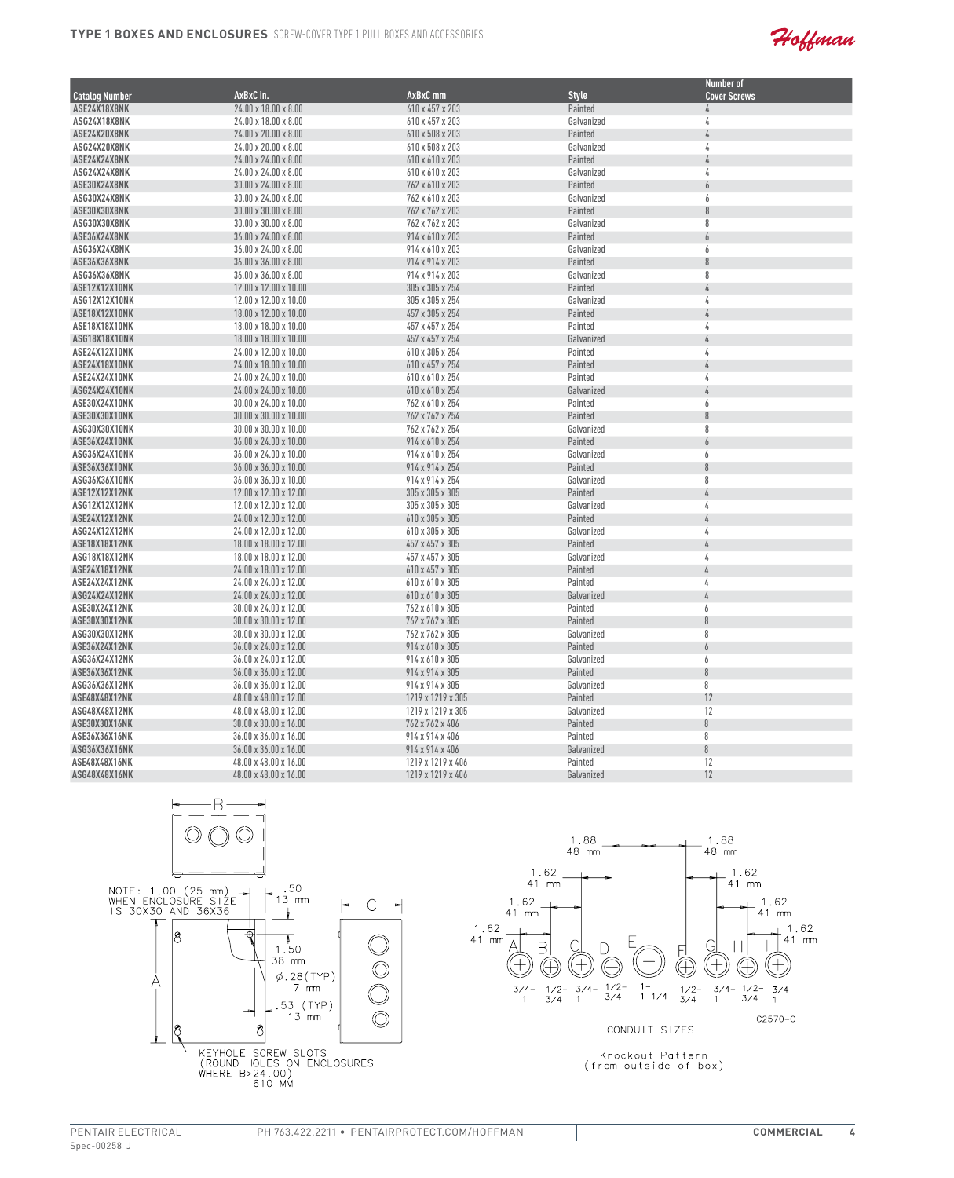| Catalog Number | AxBxC in. | AxBxC mm | Style | Number of Cover Screws |
|---|---|---|---|---|
| ASE24X18X8NK | 24.00 x 18.00 x 8.00 | 610 x 457 x 203 | Painted | 4 |
| ASG24X18X8NK | 24.00 x 18.00 x 8.00 | 610 x 457 x 203 | Galvanized | 4 |
| ASE24X20X8NK | 24.00 x 20.00 x 8.00 | 610 x 508 x 203 | Painted | 4 |
| ASG24X20X8NK | 24.00 x 20.00 x 8.00 | 610 x 508 x 203 | Galvanized | 4 |
| ASE24X24X8NK | 24.00 x 24.00 x 8.00 | 610 x 610 x 203 | Painted | 4 |
| ASG24X24X8NK | 24.00 x 24.00 x 8.00 | 610 x 610 x 203 | Galvanized | 4 |
| ASE30X24X8NK | 30.00 x 24.00 x 8.00 | 762 x 610 x 203 | Painted | 6 |
| ASG30X24X8NK | 30.00 x 24.00 x 8.00 | 762 x 610 x 203 | Galvanized | 6 |
| ASE30X30X8NK | 30.00 x 30.00 x 8.00 | 762 x 762 x 203 | Painted | 8 |
| ASG30X30X8NK | 30.00 x 30.00 x 8.00 | 762 x 762 x 203 | Galvanized | 8 |
| ASE36X24X8NK | 36.00 x 24.00 x 8.00 | 914 x 610 x 203 | Painted | 6 |
| ASG36X24X8NK | 36.00 x 24.00 x 8.00 | 914 x 610 x 203 | Galvanized | 6 |
| ASE36X36X8NK | 36.00 x 36.00 x 8.00 | 914 x 914 x 203 | Painted | 8 |
| ASG36X36X8NK | 36.00 x 36.00 x 8.00 | 914 x 914 x 203 | Galvanized | 8 |
| ASE12X12X10NK | 12.00 x 12.00 x 10.00 | 305 x 305 x 254 | Painted | 4 |
| ASG12X12X10NK | 12.00 x 12.00 x 10.00 | 305 x 305 x 254 | Galvanized | 4 |
| ASE18X12X10NK | 18.00 x 12.00 x 10.00 | 457 x 305 x 254 | Painted | 4 |
| ASE18X18X10NK | 18.00 x 18.00 x 10.00 | 457 x 457 x 254 | Painted | 4 |
| ASG18X18X10NK | 18.00 x 18.00 x 10.00 | 457 x 457 x 254 | Galvanized | 4 |
| ASE24X12X10NK | 24.00 x 12.00 x 10.00 | 610 x 305 x 254 | Painted | 4 |
| ASE24X18X10NK | 24.00 x 18.00 x 10.00 | 610 x 457 x 254 | Painted | 4 |
| ASE24X24X10NK | 24.00 x 24.00 x 10.00 | 610 x 610 x 254 | Painted | 4 |
| ASG24X24X10NK | 24.00 x 24.00 x 10.00 | 610 x 610 x 254 | Galvanized | 4 |
| ASE30X24X10NK | 30.00 x 24.00 x 10.00 | 762 x 610 x 254 | Painted | 6 |
| ASE30X30X10NK | 30.00 x 30.00 x 10.00 | 762 x 762 x 254 | Painted | 8 |
| ASG30X30X10NK | 30.00 x 30.00 x 10.00 | 762 x 762 x 254 | Galvanized | 8 |
| ASE36X24X10NK | 36.00 x 24.00 x 10.00 | 914 x 610 x 254 | Painted | 6 |
| ASG36X24X10NK | 36.00 x 24.00 x 10.00 | 914 x 610 x 254 | Galvanized | 6 |
| ASE36X36X10NK | 36.00 x 36.00 x 10.00 | 914 x 914 x 254 | Painted | 8 |
| ASG36X36X10NK | 36.00 x 36.00 x 10.00 | 914 x 914 x 254 | Galvanized | 8 |
| ASE12X12X12NK | 12.00 x 12.00 x 12.00 | 305 x 305 x 305 | Painted | 4 |
| ASG12X12X12NK | 12.00 x 12.00 x 12.00 | 305 x 305 x 305 | Galvanized | 4 |
| ASE24X12X12NK | 24.00 x 12.00 x 12.00 | 610 x 305 x 305 | Painted | 4 |
| ASG24X12X12NK | 24.00 x 12.00 x 12.00 | 610 x 305 x 305 | Galvanized | 4 |
| ASE18X18X12NK | 18.00 x 18.00 x 12.00 | 457 x 457 x 305 | Painted | 4 |
| ASG18X18X12NK | 18.00 x 18.00 x 12.00 | 457 x 457 x 305 | Galvanized | 4 |
| ASE24X18X12NK | 24.00 x 18.00 x 12.00 | 610 x 457 x 305 | Painted | 4 |
| ASE24X24X12NK | 24.00 x 24.00 x 12.00 | 610 x 610 x 305 | Painted | 4 |
| ASG24X24X12NK | 24.00 x 24.00 x 12.00 | 610 x 610 x 305 | Galvanized | 4 |
| ASE30X24X12NK | 30.00 x 24.00 x 12.00 | 762 x 610 x 305 | Painted | 6 |
| ASE30X30X12NK | 30.00 x 30.00 x 12.00 | 762 x 762 x 305 | Painted | 8 |
| ASG30X30X12NK | 30.00 x 30.00 x 12.00 | 762 x 762 x 305 | Galvanized | 8 |
| ASE36X24X12NK | 36.00 x 24.00 x 12.00 | 914 x 610 x 305 | Painted | 6 |
| ASG36X24X12NK | 36.00 x 24.00 x 12.00 | 914 x 610 x 305 | Galvanized | 6 |
| ASE36X36X12NK | 36.00 x 36.00 x 12.00 | 914 x 914 x 305 | Painted | 8 |
| ASG36X36X12NK | 36.00 x 36.00 x 12.00 | 914 x 914 x 305 | Galvanized | 8 |
| ASE48X48X12NK | 48.00 x 48.00 x 12.00 | 1219 x 1219 x 305 | Painted | 12 |
| ASG48X48X12NK | 48.00 x 48.00 x 12.00 | 1219 x 1219 x 305 | Galvanized | 12 |
| ASE30X30X16NK | 30.00 x 30.00 x 16.00 | 762 x 762 x 406 | Painted | 8 |
| ASE36X36X16NK | 36.00 x 36.00 x 16.00 | 914 x 914 x 406 | Painted | 8 |
| ASG36X36X16NK | 36.00 x 36.00 x 16.00 | 914 x 914 x 406 | Galvanized | 8 |
| ASE48X48X16NK | 48.00 x 48.00 x 16.00 | 1219 x 1219 x 406 | Painted | 12 |
| ASG48X48X16NK | 48.00 x 48.00 x 16.00 | 1219 x 1219 x 406 | Galvanized | 12 |

NOTE: 1.00 (25 mm) WHEN ENCLOSURE SIZE IS 30X30 AND 36X36

KEYHOLE SCREW SLOTS (ROUND HOLES ON ENCLOSURES WHERE B>24.00) 610 MM

CONDUIT SIZES

Knockout Pattern (from outside of box)

C2570-C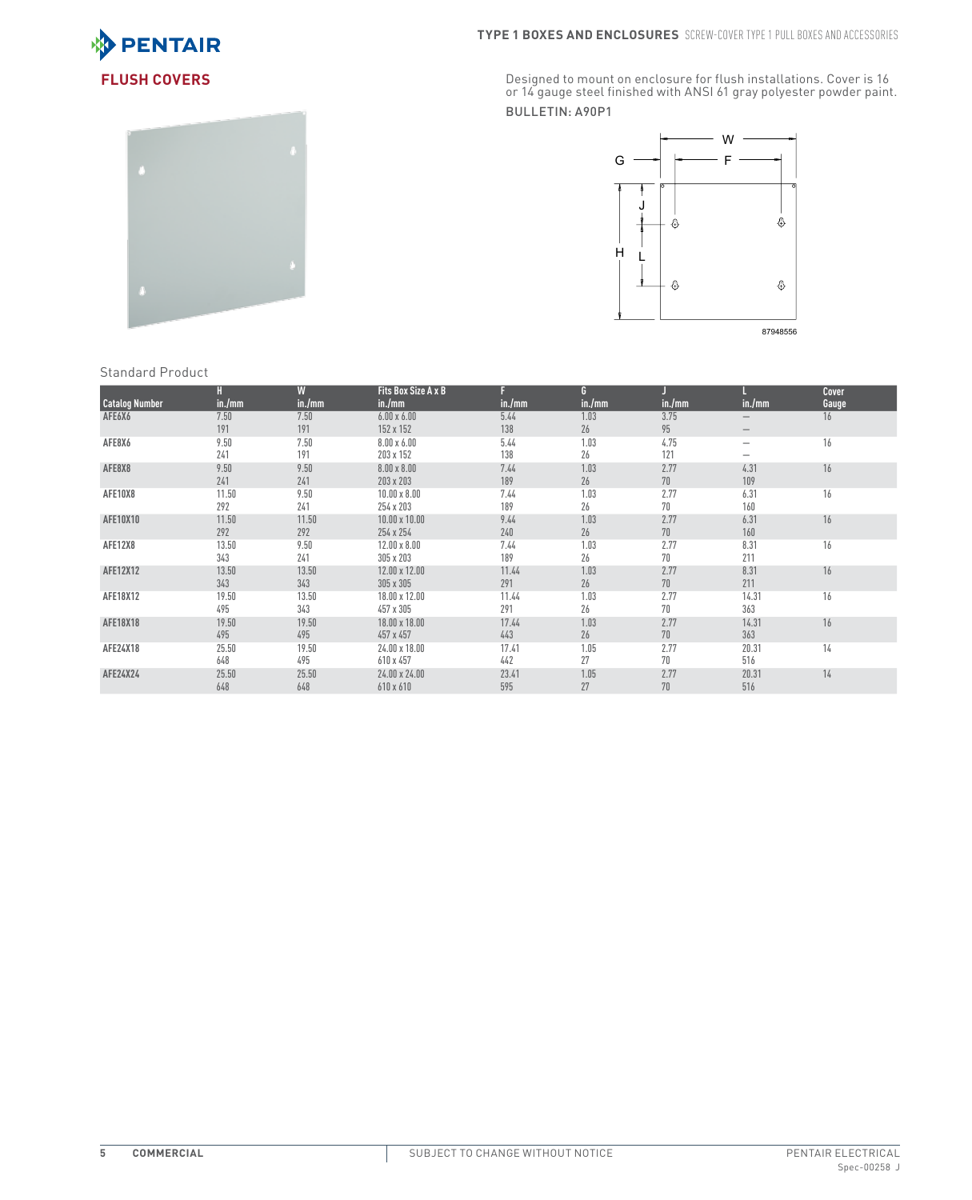# FLUSH COVERS

Designed to mount on enclosure for flush installations. Cover is 16 or 14 gauge steel finished with ANSI 61 gray polyester powder paint.

BULLETIN: A90P1

87948556

## Standard Product

| Catalog Number | H in./mm | W in./mm | Fits Box Size A x B in./mm | F in./mm | G in./mm | J in./mm | L in./mm | Cover Gauge |
|---|---|---|---|---|---|---|---|---|
| AFE6X6 | 7.50<br>191 | 7.50<br>191 | 6.00 x 6.00<br>152 x 152 | 5.44<br>138 | 1.03<br>26 | 3.75<br>95 | —<br>— | 16 |
| AFE8X6 | 9.50<br>241 | 7.50<br>191 | 8.00 x 6.00<br>203 x 152 | 5.44<br>138 | 1.03<br>26 | 4.75<br>121 | —<br>— | 16 |
| AFE8X8 | 9.50<br>241 | 9.50<br>241 | 8.00 x 8.00<br>203 x 203 | 7.44<br>189 | 1.03<br>26 | 2.77<br>70 | 4.31<br>109 | 16 |
| AFE10X8 | 11.50<br>292 | 9.50<br>241 | 10.00 x 8.00<br>254 x 203 | 7.44<br>189 | 1.03<br>26 | 2.77<br>70 | 6.31<br>160 | 16 |
| AFE10X10 | 11.50<br>292 | 11.50<br>292 | 10.00 x 10.00<br>254 x 254 | 9.44<br>240 | 1.03<br>26 | 2.77<br>70 | 6.31<br>160 | 16 |
| AFE12X8 | 13.50<br>343 | 9.50<br>241 | 12.00 x 8.00<br>305 x 203 | 7.44<br>189 | 1.03<br>26 | 2.77<br>70 | 8.31<br>211 | 16 |
| AFE12X12 | 13.50<br>343 | 13.50<br>343 | 12.00 x 12.00<br>305 x 305 | 11.44<br>291 | 1.03<br>26 | 2.77<br>70 | 8.31<br>211 | 16 |
| AFE18X12 | 19.50<br>495 | 13.50<br>343 | 18.00 x 12.00<br>457 x 305 | 11.44<br>291 | 1.03<br>26 | 2.77<br>70 | 14.31<br>363 | 16 |
| AFE18X18 | 19.50<br>495 | 19.50<br>495 | 18.00 x 18.00<br>457 x 457 | 17.44<br>443 | 1.03<br>26 | 2.77<br>70 | 14.31<br>363 | 16 |
| AFE24X18 | 25.50<br>648 | 19.50<br>495 | 24.00 x 18.00<br>610 x 457 | 17.41<br>442 | 1.05<br>27 | 2.77<br>70 | 20.31<br>516 | 14 |
| AFE24X24 | 25.50<br>648 | 25.50<br>648 | 24.00 x 24.00<br>610 x 610 | 23.41<br>595 | 1.05<br>27 | 2.77<br>70 | 20.31<br>516 | 14 |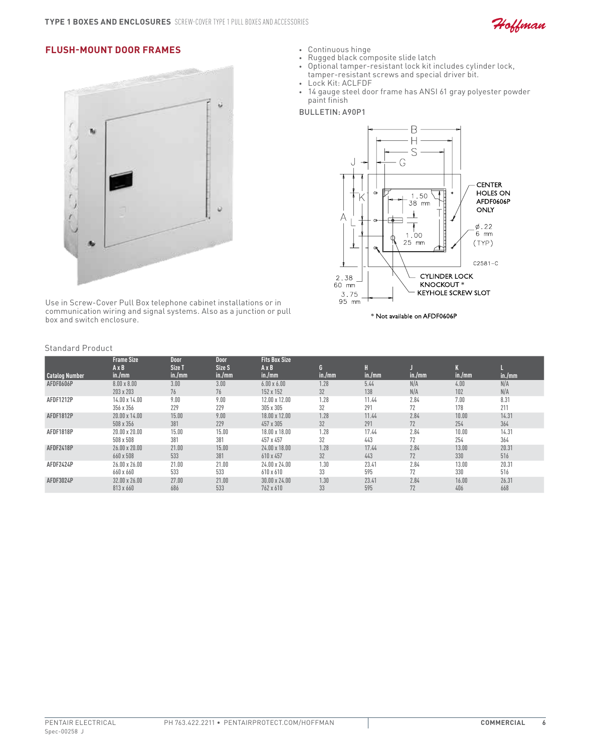## FLUSH-MOUNT DOOR FRAMES

- Continuous hinge
- Rugged black composite slide latch
- Optional tamper-resistant lock kit includes cylinder lock, tamper-resistant screws and special driver bit.
- Lock Kit: ACLFDF
- 14 gauge steel door frame has ANSI 61 gray polyester powder paint finish

BULLETIN: A90P1

Use in Screw-Cover Pull Box telephone cabinet installations or in communication wiring and signal systems. Also as a junction or pull box and switch enclosure.

CENTER HOLES ON AFDF0606P ONLY

CYLINDER LOCK KNOCKOUT *

KEYHOLE SCREW SLOT

* Not available on AFDF0606P

Standard Product

| Catalog Number | Frame Size A x B in./mm | Door Size T in./mm | Door Size S in./mm | Fits Box Size A x B in./mm | G in./mm | H in./mm | J in./mm | K in./mm | L in./mm |
|---|---|---|---|---|---|---|---|---|---|
| AFDF0606P | 8.00 x 8.00<br>203 x 203 | 3.00<br>76 | 3.00<br>76 | 6.00 x 6.00<br>152 x 152 | 1.28<br>32 | 5.44<br>138 | N/A<br>N/A | 4.00<br>102 | N/A<br>N/A |
| AFDF1212P | 14.00 x 14.00<br>356 x 356 | 9.00<br>229 | 9.00<br>229 | 12.00 x 12.00<br>305 x 305 | 1.28<br>32 | 11.44<br>291 | 2.84<br>72 | 7.00<br>178 | 8.31<br>211 |
| AFDF1812P | 20.00 x 14.00<br>508 x 356 | 15.00<br>381 | 9.00<br>229 | 18.00 x 12.00<br>457 x 305 | 1.28<br>32 | 11.44<br>291 | 2.84<br>72 | 10.00<br>254 | 14.31<br>364 |
| AFDF1818P | 20.00 x 20.00<br>508 x 508 | 15.00<br>381 | 15.00<br>381 | 18.00 x 18.00<br>457 x 457 | 1.28<br>32 | 17.44<br>443 | 2.84<br>72 | 10.00<br>254 | 14.31<br>364 |
| AFDF2418P | 26.00 x 20.00<br>660 x 508 | 21.00<br>533 | 15.00<br>381 | 24.00 x 18.00<br>610 x 457 | 1.28<br>32 | 17.44<br>443 | 2.84<br>72 | 13.00<br>330 | 20.31<br>516 |
| AFDF2424P | 26.00 x 26.00<br>660 x 660 | 21.00<br>533 | 21.00<br>533 | 24.00 x 24.00<br>610 x 610 | 1.30<br>33 | 23.41<br>595 | 2.84<br>72 | 13.00<br>330 | 20.31<br>516 |
| AFDF3024P | 32.00 x 26.00<br>813 x 660 | 27.00<br>686 | 21.00<br>533 | 30.00 x 24.00<br>762 x 610 | 1.30<br>33 | 23.41<br>595 | 2.84<br>72 | 16.00<br>406 | 26.31<br>668 |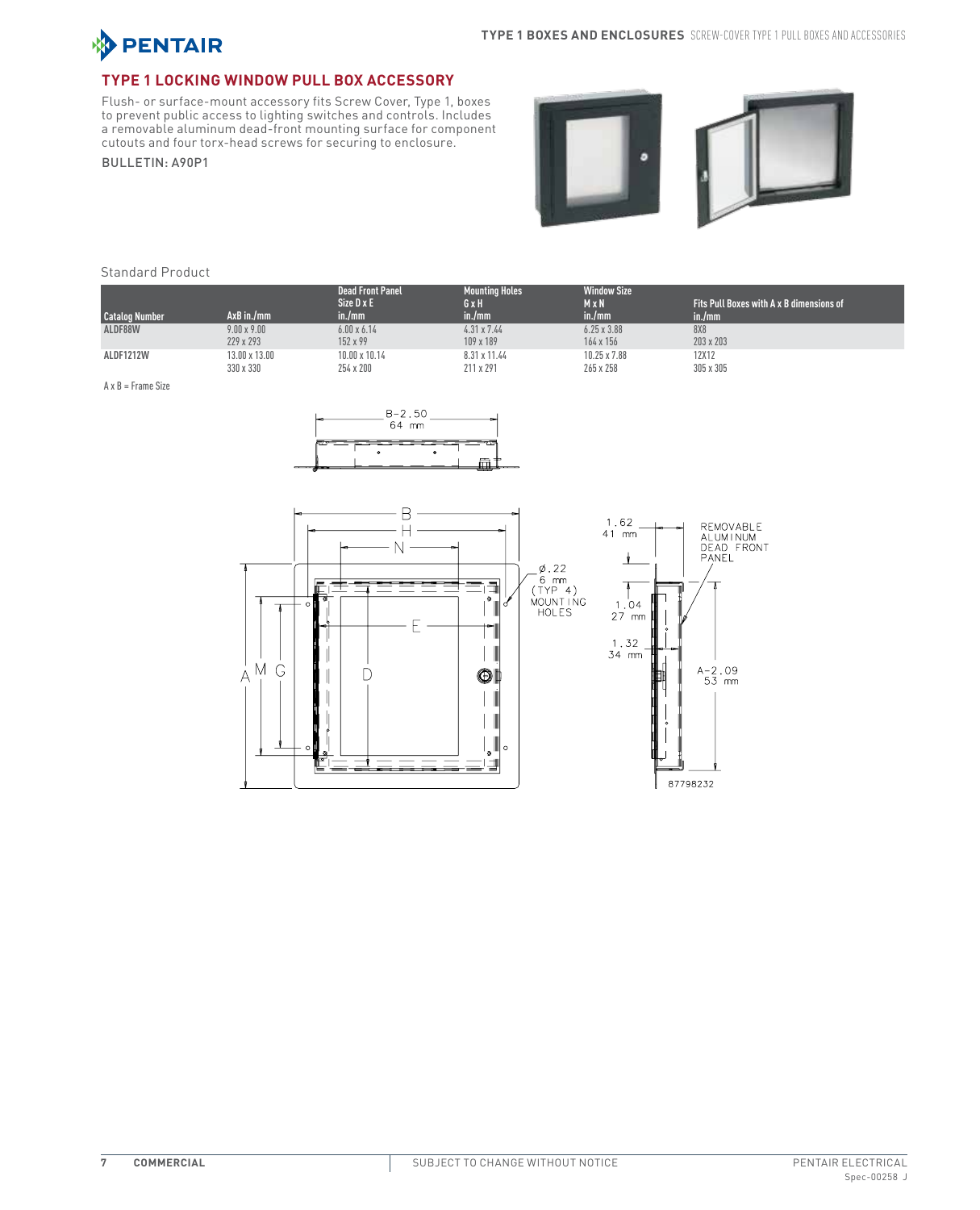## TYPE 1 LOCKING WINDOW PULL BOX ACCESSORY

Flush- or surface-mount accessory fits Screw Cover, Type 1, boxes to prevent public access to lighting switches and controls. Includes a removable aluminum dead-front mounting surface for component cutouts and four torx-head screws for securing to enclosure.

BULLETIN: A90P1

Standard Product

| Catalog Number | AxB in./mm | Dead Front Panel Size D x E in./mm | Mounting Holes G x H in./mm | Window Size M x N in./mm | Fits Pull Boxes with A x B dimensions of in./mm |
|---|---|---|---|---|---|
| ALDF88W | 9.00 x 9.00<br>229 x 293 | 6.00 x 6.14<br>152 x 99 | 4.31 x 7.44<br>109 x 189 | 6.25 x 3.88<br>164 x 156 | 8X8<br>203 x 203 |
| ALDF1212W | 13.00 x 13.00<br>330 x 330 | 10.00 x 10.14<br>254 x 200 | 8.31 x 11.44<br>211 x 291 | 10.25 x 7.88<br>265 x 258 | 12X12<br>305 x 305 |

A x B = Frame Size

B-2.50
64 mm

B
H
N
E
D
A M G

Ø.22
6 mm
(TYP 4)
MOUNTING HOLES

1.62
41 mm

1.04
27 mm

1.32
34 mm

REMOVABLE ALUMINUM DEAD FRONT PANEL

A-2.09
53 mm

87798232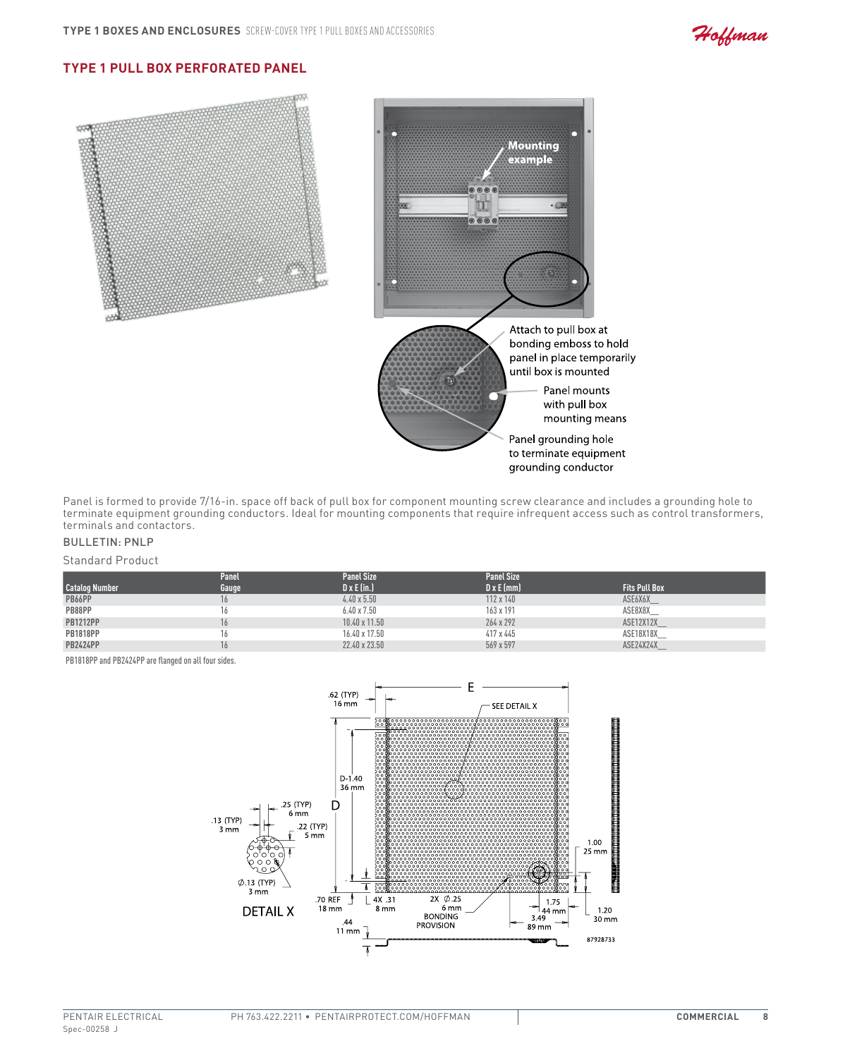## TYPE 1 PULL BOX PERFORATED PANEL

Mounting example

Attach to pull box at bonding emboss to hold panel in place temporarily until box is mounted

Panel mounts with pull box mounting means

Panel grounding hole to terminate equipment grounding conductor

Panel is formed to provide 7/16-in. space off back of pull box for component mounting screw clearance and includes a grounding hole to terminate equipment grounding conductors. Ideal for mounting components that require infrequent access such as control transformers, terminals and contactors.

BULLETIN: PNLP

Standard Product

| Catalog Number | Panel Gauge | Panel Size D x E (in.) | Panel Size D x E (mm) | Fits Pull Box |
|---|---|---|---|---|
| PB66PP | 16 | 4.40 x 5.50 | 112 x 140 | ASE6X6X__ |
| PB88PP | 16 | 6.40 x 7.50 | 163 x 191 | ASE8X8X__ |
| PB1212PP | 16 | 10.40 x 11.50 | 264 x 292 | ASE12X12X__ |
| PB1818PP | 16 | 16.40 x 17.50 | 417 x 445 | ASE18X18X__ |
| PB2424PP | 16 | 22.40 x 23.50 | 569 x 597 | ASE24X24X__ |

PB1818PP and PB2424PP are flanged on all four sides.

E
.62 (TYP)
16 mm
SEE DETAIL X
D-1.40
36 mm
D
.25 (TYP)
6 mm
.13 (TYP)
3 mm
.22 (TYP)
5 mm
Ø.13 (TYP)
3 mm
DETAIL X
.70 REF
18 mm
4X .31
8 mm
2X Ø.25
6 mm
BONDING PROVISION
.44
11 mm
1.75
44 mm
3.49
89 mm
1.00
25 mm
1.20
30 mm
87928733